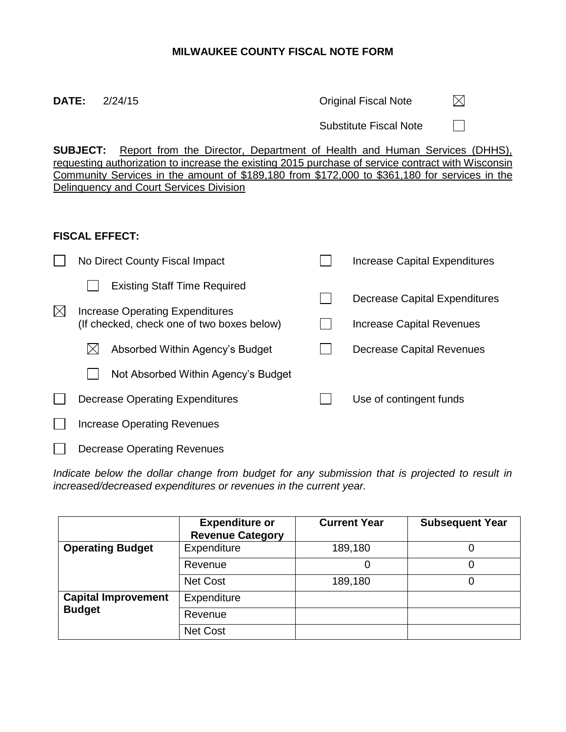# MILWAUKEE COUNTY FISCAL NOTE FORM

**DATE:** 2/24/15

Original Fiscal Note ☒

Substitute Fiscal Note ☐

**SUBJECT:** Report from the Director, Department of Health and Human Services (DHHS), requesting authorization to increase the existing 2015 purchase of service contract with Wisconsin Community Services in the amount of $189,180 from $172,000 to $361,180 for services in the Delinquency and Court Services Division

**FISCAL EFFECT:**

- ☐ No Direct County Fiscal Impact
  - ☐ Existing Staff Time Required
- ☒ Increase Operating Expenditures (If checked, check one of two boxes below)
  - ☒ Absorbed Within Agency's Budget
  - ☐ Not Absorbed Within Agency's Budget
- ☐ Decrease Operating Expenditures
- ☐ Increase Operating Revenues
- ☐ Decrease Operating Revenues
- ☐ Increase Capital Expenditures
- ☐ Decrease Capital Expenditures
- ☐ Increase Capital Revenues
- ☐ Decrease Capital Revenues
- ☐ Use of contingent funds

*Indicate below the dollar change from budget for any submission that is projected to result in increased/decreased expenditures or revenues in the current year.*

| | Expenditure or Revenue Category | Current Year | Subsequent Year |
|---|---|---|---|
| **Operating Budget** | Expenditure | 189,180 | 0 |
| | Revenue | 0 | 0 |
| | Net Cost | 189,180 | 0 |
| **Capital Improvement Budget** | Expenditure | | |
| | Revenue | | |
| | Net Cost | | |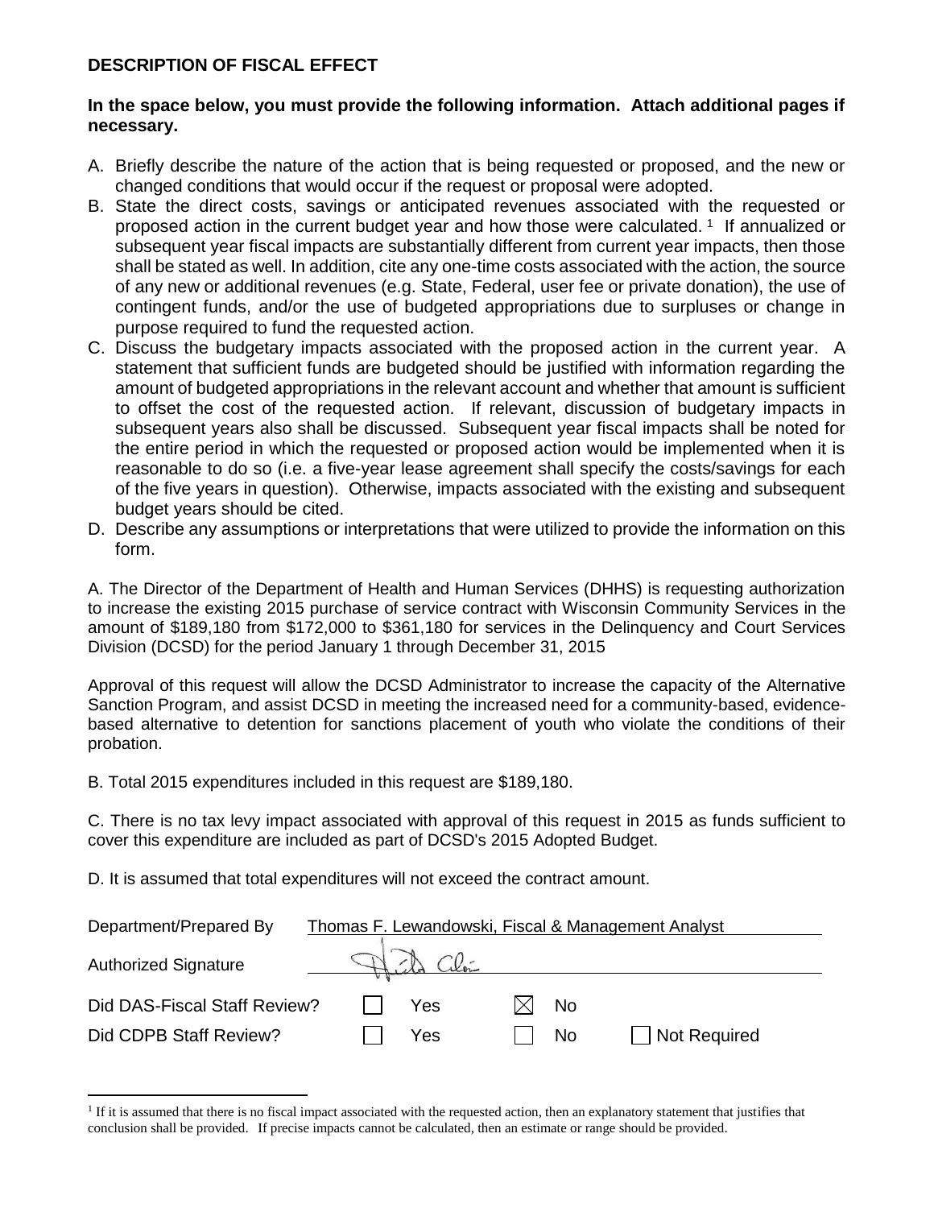## DESCRIPTION OF FISCAL EFFECT

**In the space below, you must provide the following information. Attach additional pages if necessary.**

A. Briefly describe the nature of the action that is being requested or proposed, and the new or changed conditions that would occur if the request or proposal were adopted.

B. State the direct costs, savings or anticipated revenues associated with the requested or proposed action in the current budget year and how those were calculated. [1] If annualized or subsequent year fiscal impacts are substantially different from current year impacts, then those shall be stated as well. In addition, cite any one-time costs associated with the action, the source of any new or additional revenues (e.g. State, Federal, user fee or private donation), the use of contingent funds, and/or the use of budgeted appropriations due to surpluses or change in purpose required to fund the requested action.

C. Discuss the budgetary impacts associated with the proposed action in the current year. A statement that sufficient funds are budgeted should be justified with information regarding the amount of budgeted appropriations in the relevant account and whether that amount is sufficient to offset the cost of the requested action. If relevant, discussion of budgetary impacts in subsequent years also shall be discussed. Subsequent year fiscal impacts shall be noted for the entire period in which the requested or proposed action would be implemented when it is reasonable to do so (i.e. a five-year lease agreement shall specify the costs/savings for each of the five years in question). Otherwise, impacts associated with the existing and subsequent budget years should be cited.

D. Describe any assumptions or interpretations that were utilized to provide the information on this form.

A. The Director of the Department of Health and Human Services (DHHS) is requesting authorization to increase the existing 2015 purchase of service contract with Wisconsin Community Services in the amount of $189,180 from $172,000 to $361,180 for services in the Delinquency and Court Services Division (DCSD) for the period January 1 through December 31, 2015

Approval of this request will allow the DCSD Administrator to increase the capacity of the Alternative Sanction Program, and assist DCSD in meeting the increased need for a community-based, evidence-based alternative to detention for sanctions placement of youth who violate the conditions of their probation.

B. Total 2015 expenditures included in this request are $189,180.

C. There is no tax levy impact associated with approval of this request in 2015 as funds sufficient to cover this expenditure are included as part of DCSD's 2015 Adopted Budget.

D. It is assumed that total expenditures will not exceed the contract amount.

Department/Prepared By: Thomas F. Lewandowski, Fiscal & Management Analyst

Authorized Signature: [signature]

Did DAS-Fiscal Staff Review? ☐ Yes ☒ No

Did CDPB Staff Review? ☐ Yes ☐ No ☐ Not Required

[1] If it is assumed that there is no fiscal impact associated with the requested action, then an explanatory statement that justifies that conclusion shall be provided. If precise impacts cannot be calculated, then an estimate or range should be provided.